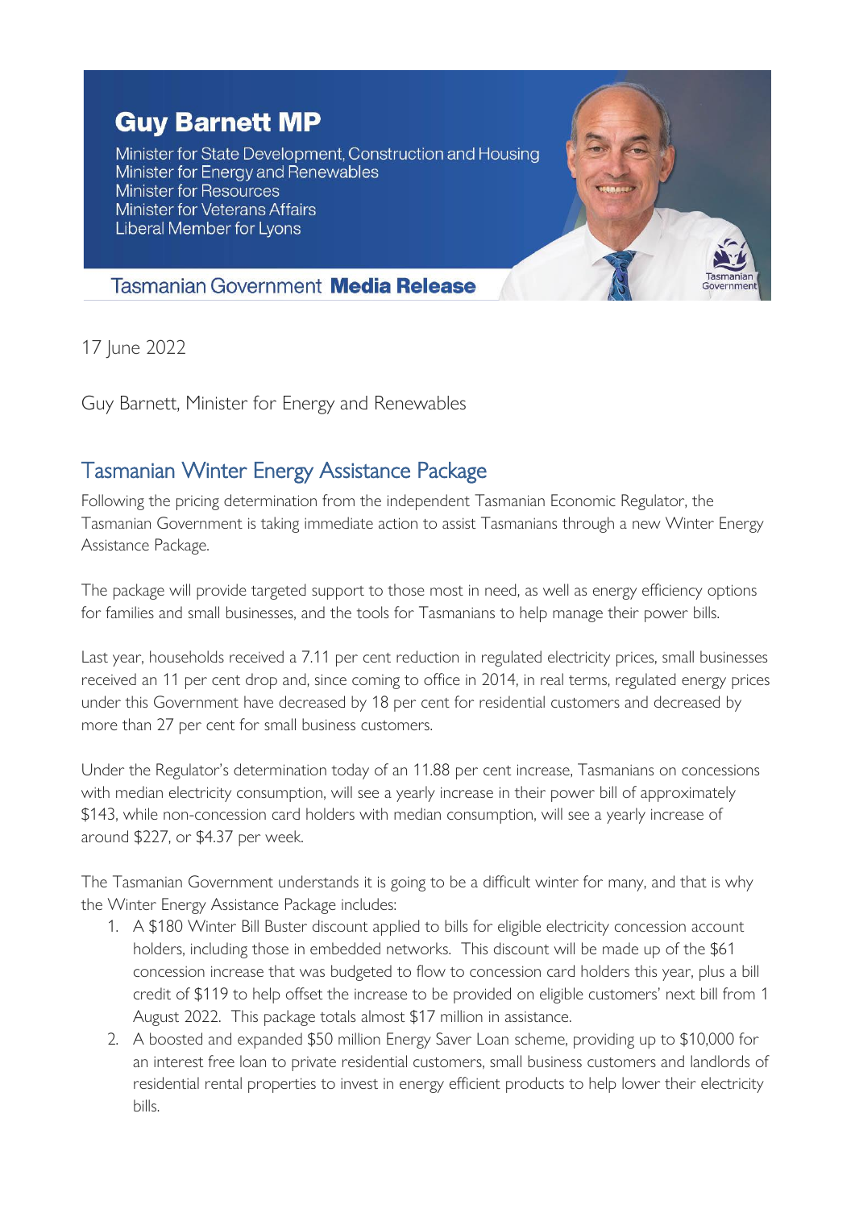# Guy Barnett MP

Minister for State Development, Construction and Housing
Minister for Energy and Renewables
Minister for Resources
Minister for Veterans Affairs
Liberal Member for Lyons

Tasmanian Government **Media Release**

17 June 2022

Guy Barnett, Minister for Energy and Renewables

## Tasmanian Winter Energy Assistance Package

Following the pricing determination from the independent Tasmanian Economic Regulator, the Tasmanian Government is taking immediate action to assist Tasmanians through a new Winter Energy Assistance Package.

The package will provide targeted support to those most in need, as well as energy efficiency options for families and small businesses, and the tools for Tasmanians to help manage their power bills.

Last year, households received a 7.11 per cent reduction in regulated electricity prices, small businesses received an 11 per cent drop and, since coming to office in 2014, in real terms, regulated energy prices under this Government have decreased by 18 per cent for residential customers and decreased by more than 27 per cent for small business customers.

Under the Regulator's determination today of an 11.88 per cent increase, Tasmanians on concessions with median electricity consumption, will see a yearly increase in their power bill of approximately $143, while non-concession card holders with median consumption, will see a yearly increase of around $227, or $4.37 per week.

The Tasmanian Government understands it is going to be a difficult winter for many, and that is why the Winter Energy Assistance Package includes:

1. A $180 Winter Bill Buster discount applied to bills for eligible electricity concession account holders, including those in embedded networks. This discount will be made up of the $61 concession increase that was budgeted to flow to concession card holders this year, plus a bill credit of $119 to help offset the increase to be provided on eligible customers' next bill from 1 August 2022. This package totals almost $17 million in assistance.
2. A boosted and expanded $50 million Energy Saver Loan scheme, providing up to $10,000 for an interest free loan to private residential customers, small business customers and landlords of residential rental properties to invest in energy efficient products to help lower their electricity bills.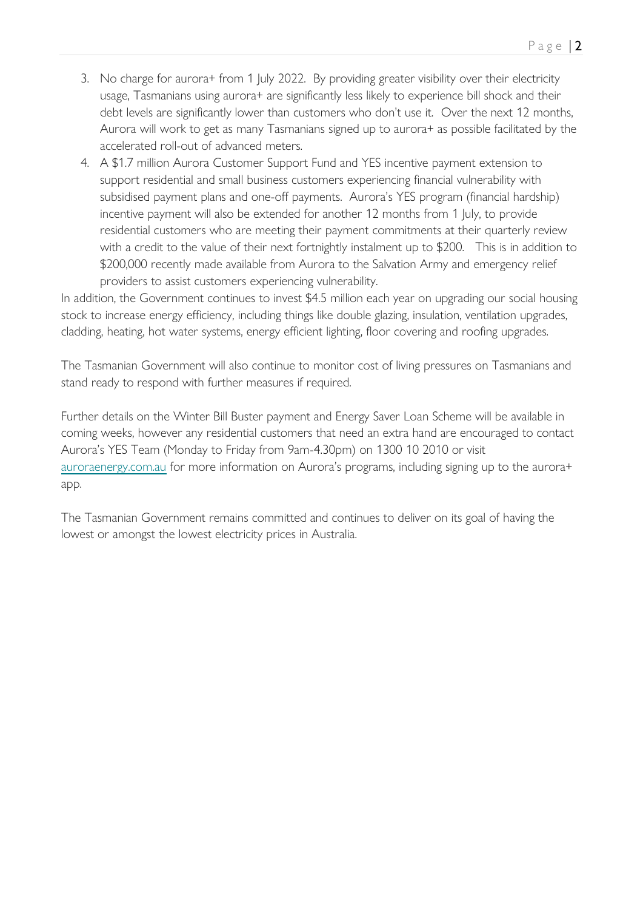3. No charge for aurora+ from 1 July 2022. By providing greater visibility over their electricity usage, Tasmanians using aurora+ are significantly less likely to experience bill shock and their debt levels are significantly lower than customers who don't use it. Over the next 12 months, Aurora will work to get as many Tasmanians signed up to aurora+ as possible facilitated by the accelerated roll-out of advanced meters.
4. A $1.7 million Aurora Customer Support Fund and YES incentive payment extension to support residential and small business customers experiencing financial vulnerability with subsidised payment plans and one-off payments. Aurora's YES program (financial hardship) incentive payment will also be extended for another 12 months from 1 July, to provide residential customers who are meeting their payment commitments at their quarterly review with a credit to the value of their next fortnightly instalment up to $200. This is in addition to $200,000 recently made available from Aurora to the Salvation Army and emergency relief providers to assist customers experiencing vulnerability.

In addition, the Government continues to invest $4.5 million each year on upgrading our social housing stock to increase energy efficiency, including things like double glazing, insulation, ventilation upgrades, cladding, heating, hot water systems, energy efficient lighting, floor covering and roofing upgrades.

The Tasmanian Government will also continue to monitor cost of living pressures on Tasmanians and stand ready to respond with further measures if required.

Further details on the Winter Bill Buster payment and Energy Saver Loan Scheme will be available in coming weeks, however any residential customers that need an extra hand are encouraged to contact Aurora's YES Team (Monday to Friday from 9am-4.30pm) on 1300 10 2010 or visit [auroraenergy.com.au](auroraenergy.com.au) for more information on Aurora's programs, including signing up to the aurora+ app.

The Tasmanian Government remains committed and continues to deliver on its goal of having the lowest or amongst the lowest electricity prices in Australia.